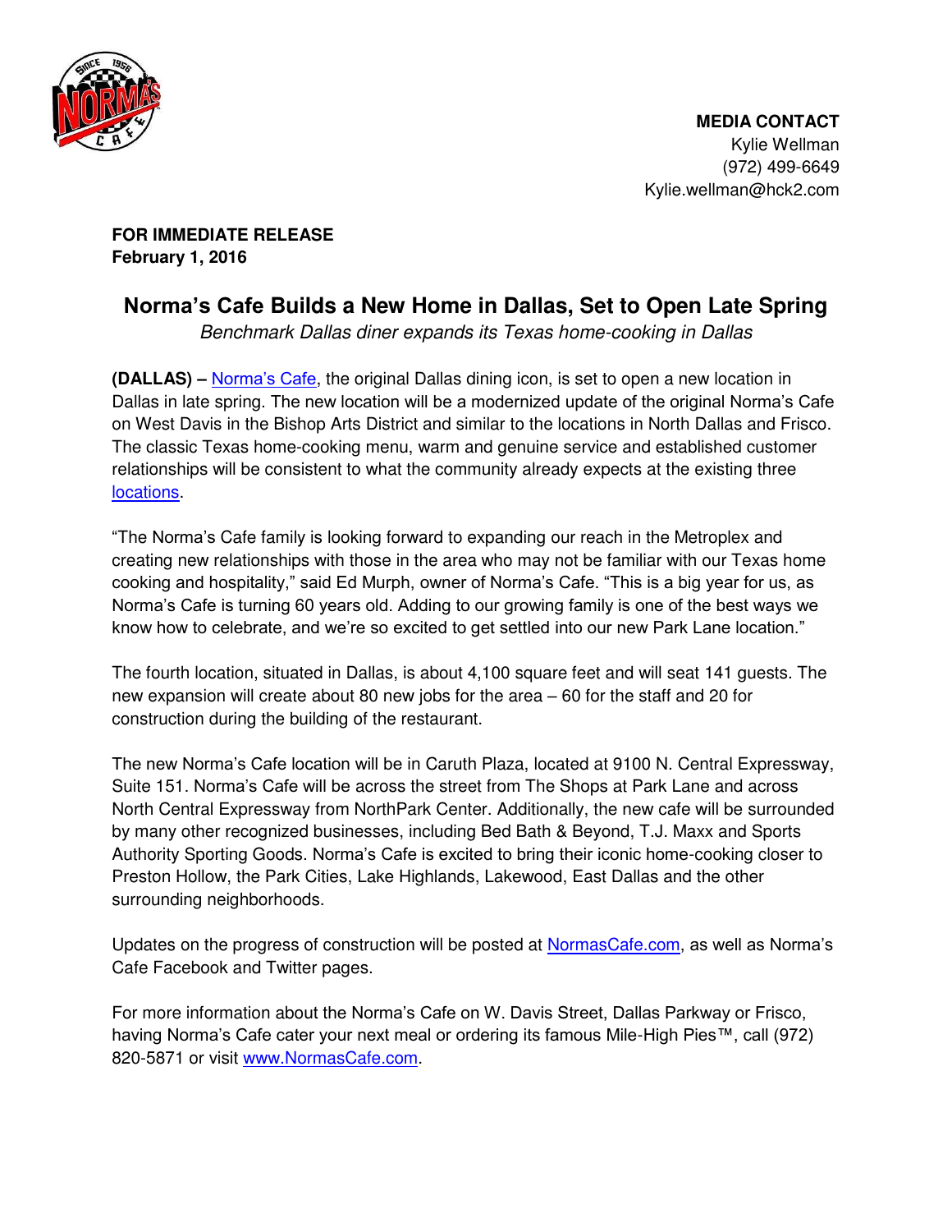**MEDIA CONTACT**
Kylie Wellman
(972) 499-6649
Kylie.wellman@hck2.com

**FOR IMMEDIATE RELEASE**
**February 1, 2016**

# Norma's Cafe Builds a New Home in Dallas, Set to Open Late Spring

*Benchmark Dallas diner expands its Texas home-cooking in Dallas*

**(DALLAS) –** Norma's Cafe, the original Dallas dining icon, is set to open a new location in Dallas in late spring. The new location will be a modernized update of the original Norma's Cafe on West Davis in the Bishop Arts District and similar to the locations in North Dallas and Frisco. The classic Texas home-cooking menu, warm and genuine service and established customer relationships will be consistent to what the community already expects at the existing three locations.

"The Norma's Cafe family is looking forward to expanding our reach in the Metroplex and creating new relationships with those in the area who may not be familiar with our Texas home cooking and hospitality," said Ed Murph, owner of Norma's Cafe. "This is a big year for us, as Norma's Cafe is turning 60 years old. Adding to our growing family is one of the best ways we know how to celebrate, and we're so excited to get settled into our new Park Lane location."

The fourth location, situated in Dallas, is about 4,100 square feet and will seat 141 guests. The new expansion will create about 80 new jobs for the area – 60 for the staff and 20 for construction during the building of the restaurant.

The new Norma's Cafe location will be in Caruth Plaza, located at 9100 N. Central Expressway, Suite 151. Norma's Cafe will be across the street from The Shops at Park Lane and across North Central Expressway from NorthPark Center. Additionally, the new cafe will be surrounded by many other recognized businesses, including Bed Bath & Beyond, T.J. Maxx and Sports Authority Sporting Goods. Norma's Cafe is excited to bring their iconic home-cooking closer to Preston Hollow, the Park Cities, Lake Highlands, Lakewood, East Dallas and the other surrounding neighborhoods.

Updates on the progress of construction will be posted at NormasCafe.com, as well as Norma's Cafe Facebook and Twitter pages.

For more information about the Norma's Cafe on W. Davis Street, Dallas Parkway or Frisco, having Norma's Cafe cater your next meal or ordering its famous Mile-High Pies™, call (972) 820-5871 or visit www.NormasCafe.com.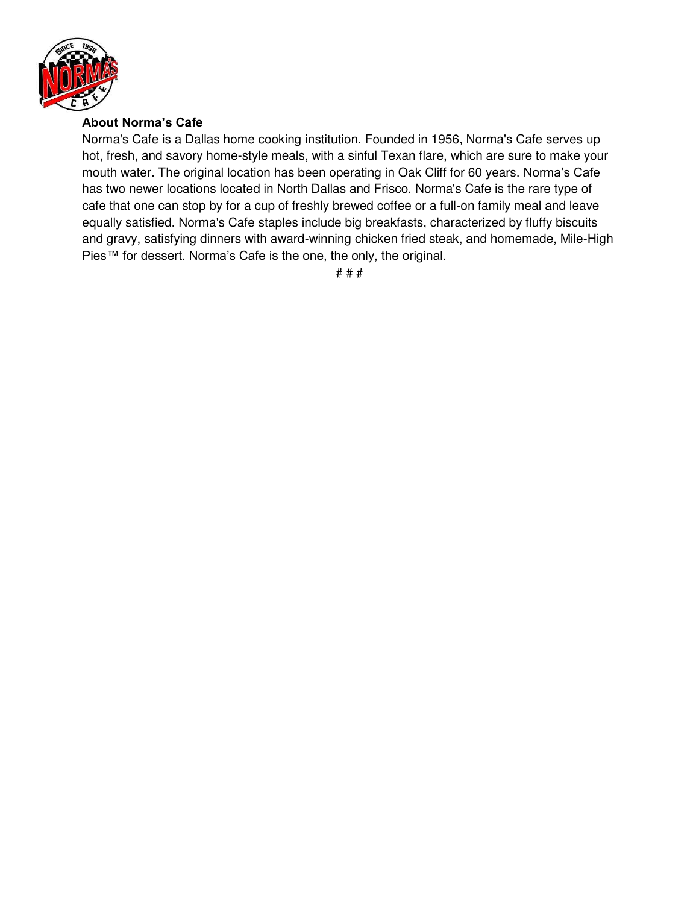**About Norma's Cafe**

Norma's Cafe is a Dallas home cooking institution. Founded in 1956, Norma's Cafe serves up hot, fresh, and savory home-style meals, with a sinful Texan flare, which are sure to make your mouth water. The original location has been operating in Oak Cliff for 60 years. Norma's Cafe has two newer locations located in North Dallas and Frisco. Norma's Cafe is the rare type of cafe that one can stop by for a cup of freshly brewed coffee or a full-on family meal and leave equally satisfied. Norma's Cafe staples include big breakfasts, characterized by fluffy biscuits and gravy, satisfying dinners with award-winning chicken fried steak, and homemade, Mile-High Pies™ for dessert. Norma's Cafe is the one, the only, the original.

# # #